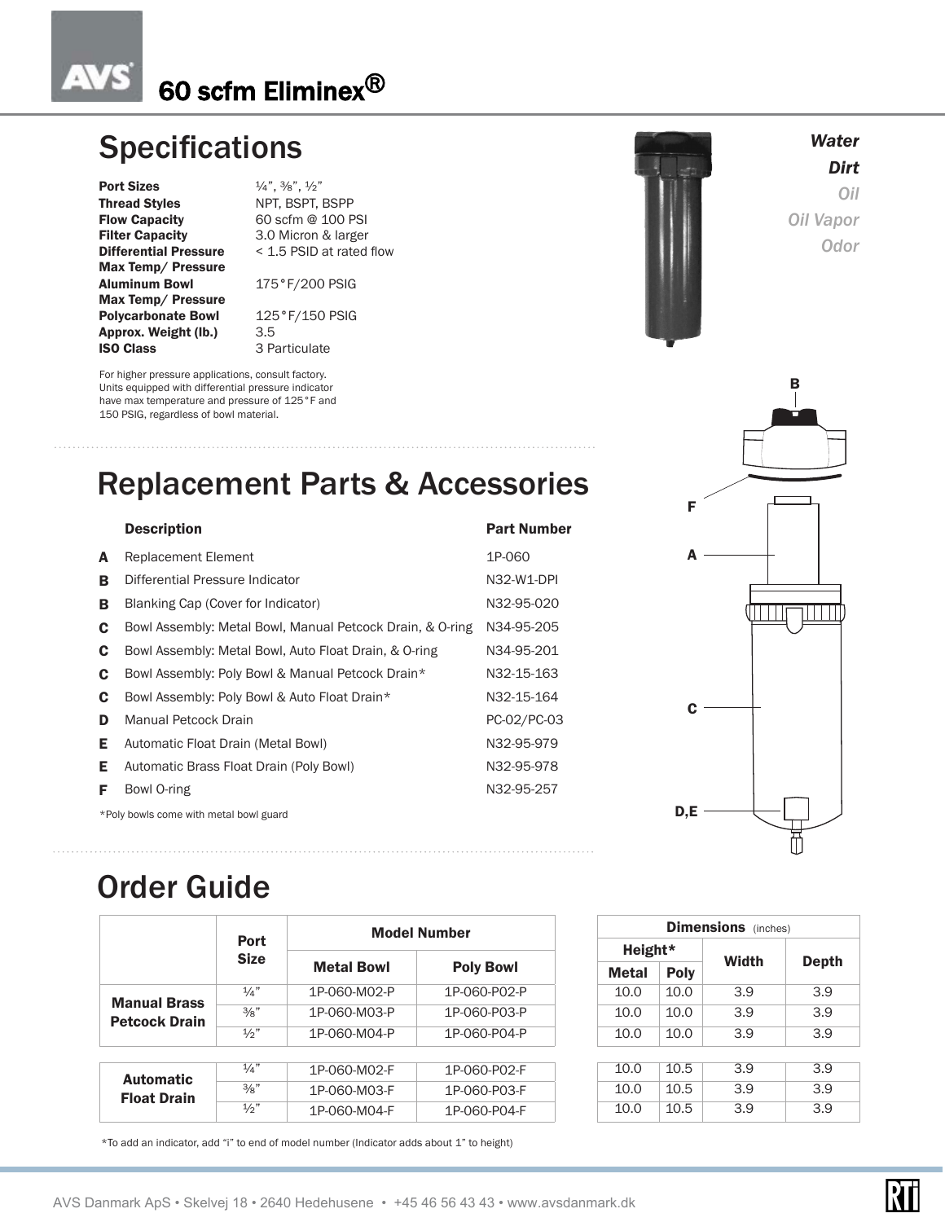# 60 scfm Eliminex®

## Specifications

| | |
|---|---|
| **Port Sizes** | ¼", ⅜", ½" |
| **Thread Styles** | NPT, BSPT, BSPP |
| **Flow Capacity** | 60 scfm @ 100 PSI |
| **Filter Capacity** | 3.0 Micron & larger |
| **Differential Pressure** | < 1.5 PSID at rated flow |
| **Max Temp/ Pressure Aluminum Bowl** | 175°F/200 PSIG |
| **Max Temp/ Pressure Polycarbonate Bowl** | 125°F/150 PSIG |
| **Approx. Weight (lb.)** | 3.5 |
| **ISO Class** | 3 Particulate |

For higher pressure applications, consult factory. Units equipped with differential pressure indicator have max temperature and pressure of 125°F and 150 PSIG, regardless of bowl material.

*Water*
*Dirt*
*Oil*
*Oil Vapor*
*Odor*

## Replacement Parts & Accessories

| | Description | Part Number |
|---|---|---|
| **A** | Replacement Element | 1P-060 |
| **B** | Differential Pressure Indicator | N32-W1-DPI |
| **B** | Blanking Cap (Cover for Indicator) | N32-95-020 |
| **C** | Bowl Assembly: Metal Bowl, Manual Petcock Drain, & O-ring | N34-95-205 |
| **C** | Bowl Assembly: Metal Bowl, Auto Float Drain, & O-ring | N34-95-201 |
| **C** | Bowl Assembly: Poly Bowl & Manual Petcock Drain* | N32-15-163 |
| **C** | Bowl Assembly: Poly Bowl & Auto Float Drain* | N32-15-164 |
| **D** | Manual Petcock Drain | PC-02/PC-03 |
| **E** | Automatic Float Drain (Metal Bowl) | N32-95-979 |
| **E** | Automatic Brass Float Drain (Poly Bowl) | N32-95-978 |
| **F** | Bowl O-ring | N32-95-257 |

*Poly bowls come with metal bowl guard

## Order Guide

| | Port Size | Model Number | | Dimensions (inches) | | | |
|---|---|---|---|---|---|---|---|
| | | Metal Bowl | Poly Bowl | Height* Metal | Height* Poly | Width | Depth |
| **Manual Brass Petcock Drain** | ¼" | 1P-060-M02-P | 1P-060-P02-P | 10.0 | 10.0 | 3.9 | 3.9 |
| | ⅜" | 1P-060-M03-P | 1P-060-P03-P | 10.0 | 10.0 | 3.9 | 3.9 |
| | ½" | 1P-060-M04-P | 1P-060-P04-P | 10.0 | 10.0 | 3.9 | 3.9 |
| **Automatic Float Drain** | ¼" | 1P-060-M02-F | 1P-060-P02-F | 10.0 | 10.5 | 3.9 | 3.9 |
| | ⅜" | 1P-060-M03-F | 1P-060-P03-F | 10.0 | 10.5 | 3.9 | 3.9 |
| | ½" | 1P-060-M04-F | 1P-060-P04-F | 10.0 | 10.5 | 3.9 | 3.9 |

*To add an indicator, add "i" to end of model number (Indicator adds about 1" to height)

AVS Danmark ApS • Skelvej 18 • 2640 Hedehusene • +45 46 56 43 43 • www.avsdanmark.dk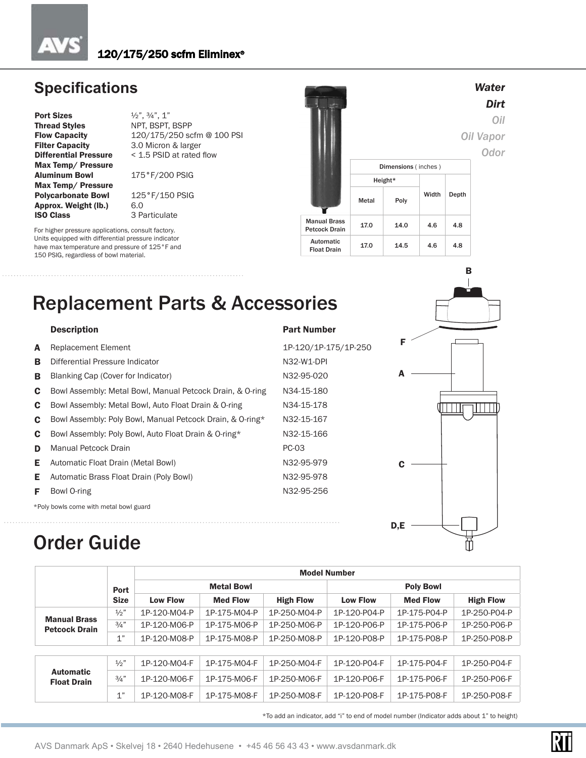120/175/250 scfm Eliminex®

## Specifications

| | |
|---|---|
| **Port Sizes** | ½", ¾", 1" |
| **Thread Styles** | NPT, BSPT, BSPP |
| **Flow Capacity** | 120/175/250 scfm @ 100 PSI |
| **Filter Capacity** | 3.0 Micron & larger |
| **Differential Pressure** | < 1.5 PSID at rated flow |
| **Max Temp/ Pressure Aluminum Bowl** | 175°F/200 PSIG |
| **Max Temp/ Pressure Polycarbonate Bowl** | 125°F/150 PSIG |
| **Approx. Weight (lb.)** | 6.0 |
| **ISO Class** | 3 Particulate |

For higher pressure applications, consult factory. Units equipped with differential pressure indicator have max temperature and pressure of 125°F and 150 PSIG, regardless of bowl material.

***Water***
***Dirt***
*Oil*
*Oil Vapor*
*Odor*

| | Dimensions (inches) | | | |
|---|---|---|---|---|
| | Height* | | Width | Depth |
| | Metal | Poly | | |
| Manual Brass Petcock Drain | 17.0 | 14.0 | 4.6 | 4.8 |
| Automatic Float Drain | 17.0 | 14.5 | 4.6 | 4.8 |

## Replacement Parts & Accessories

| | Description | Part Number |
|---|---|---|
| **A** | Replacement Element | 1P-120/1P-175/1P-250 |
| **B** | Differential Pressure Indicator | N32-W1-DPI |
| **B** | Blanking Cap (Cover for Indicator) | N32-95-020 |
| **C** | Bowl Assembly: Metal Bowl, Manual Petcock Drain, & O-ring | N34-15-180 |
| **C** | Bowl Assembly: Metal Bowl, Auto Float Drain & O-ring | N34-15-178 |
| **C** | Bowl Assembly: Poly Bowl, Manual Petcock Drain, & O-ring* | N32-15-167 |
| **C** | Bowl Assembly: Poly Bowl, Auto Float Drain & O-ring* | N32-15-166 |
| **D** | Manual Petcock Drain | PC-03 |
| **E** | Automatic Float Drain (Metal Bowl) | N32-95-979 |
| **E** | Automatic Brass Float Drain (Poly Bowl) | N32-95-978 |
| **F** | Bowl O-ring | N32-95-256 |

*Poly bowls come with metal bowl guard

## Order Guide

| | Port Size | Model Number | | | | | |
|---|---|---|---|---|---|---|---|
| | | Metal Bowl | | | Poly Bowl | | |
| | | Low Flow | Med Flow | High Flow | Low Flow | Med Flow | High Flow |
| **Manual Brass Petcock Drain** | ½" | 1P-120-M04-P | 1P-175-M04-P | 1P-250-M04-P | 1P-120-P04-P | 1P-175-P04-P | 1P-250-P04-P |
| | ¾" | 1P-120-M06-P | 1P-175-M06-P | 1P-250-M06-P | 1P-120-P06-P | 1P-175-P06-P | 1P-250-P06-P |
| | 1" | 1P-120-M08-P | 1P-175-M08-P | 1P-250-M08-P | 1P-120-P08-P | 1P-175-P08-P | 1P-250-P08-P |
| **Automatic Float Drain** | ½" | 1P-120-M04-F | 1P-175-M04-F | 1P-250-M04-F | 1P-120-P04-F | 1P-175-P04-F | 1P-250-P04-F |
| | ¾" | 1P-120-M06-F | 1P-175-M06-F | 1P-250-M06-F | 1P-120-P06-F | 1P-175-P06-F | 1P-250-P06-F |
| | 1" | 1P-120-M08-F | 1P-175-M08-F | 1P-250-M08-F | 1P-120-P08-F | 1P-175-P08-F | 1P-250-P08-F |

*To add an indicator, add "i" to end of model number (Indicator adds about 1" to height)

AVS Danmark ApS • Skelvej 18 • 2640 Hedehusene • +45 46 56 43 43 • www.avsdanmark.dk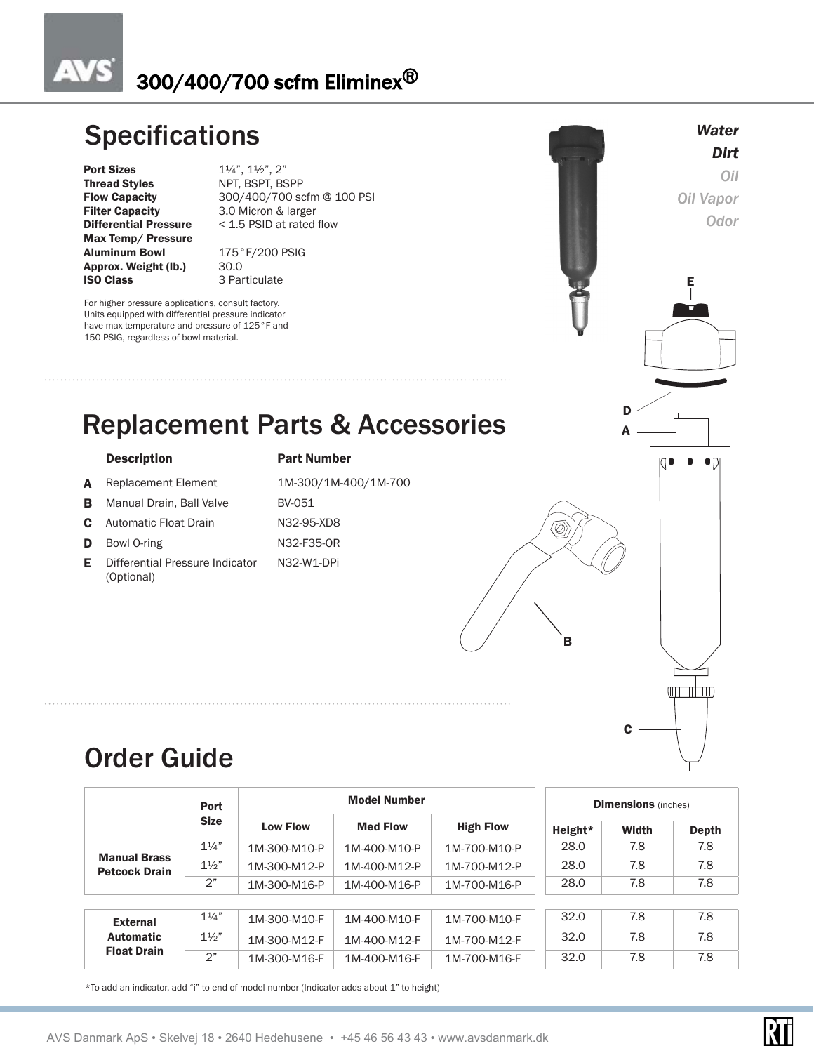# 300/400/700 scfm Eliminex®

## Specifications

| | |
|---|---|
| **Port Sizes** | 1¼", 1½", 2" |
| **Thread Styles** | NPT, BSPT, BSPP |
| **Flow Capacity** | 300/400/700 scfm @ 100 PSI |
| **Filter Capacity** | 3.0 Micron & larger |
| **Differential Pressure** | < 1.5 PSID at rated flow |
| **Max Temp/ Pressure** | |
| **Aluminum Bowl** | 175°F/200 PSIG |
| **Approx. Weight (lb.)** | 30.0 |
| **ISO Class** | 3 Particulate |

For higher pressure applications, consult factory. Units equipped with differential pressure indicator have max temperature and pressure of 125°F and 150 PSIG, regardless of bowl material.

***Water***
***Dirt***
*Oil*
*Oil Vapor*
*Odor*

## Replacement Parts & Accessories

| | Description | Part Number |
|---|---|---|
| **A** | Replacement Element | 1M-300/1M-400/1M-700 |
| **B** | Manual Drain, Ball Valve | BV-051 |
| **C** | Automatic Float Drain | N32-95-XD8 |
| **D** | Bowl O-ring | N32-F35-OR |
| **E** | Differential Pressure Indicator (Optional) | N32-W1-DPi |

## Order Guide

| | Port Size | Model Number | | | Dimensions (inches) | | |
|---|---|---|---|---|---|---|---|
| | | Low Flow | Med Flow | High Flow | Height* | Width | Depth |
| **Manual Brass Petcock Drain** | 1¼" | 1M-300-M10-P | 1M-400-M10-P | 1M-700-M10-P | 28.0 | 7.8 | 7.8 |
| | 1½" | 1M-300-M12-P | 1M-400-M12-P | 1M-700-M12-P | 28.0 | 7.8 | 7.8 |
| | 2" | 1M-300-M16-P | 1M-400-M16-P | 1M-700-M16-P | 28.0 | 7.8 | 7.8 |
| **External Automatic Float Drain** | 1¼" | 1M-300-M10-F | 1M-400-M10-F | 1M-700-M10-F | 32.0 | 7.8 | 7.8 |
| | 1½" | 1M-300-M12-F | 1M-400-M12-F | 1M-700-M12-F | 32.0 | 7.8 | 7.8 |
| | 2" | 1M-300-M16-F | 1M-400-M16-F | 1M-700-M16-F | 32.0 | 7.8 | 7.8 |

*To add an indicator, add "i" to end of model number (Indicator adds about 1" to height)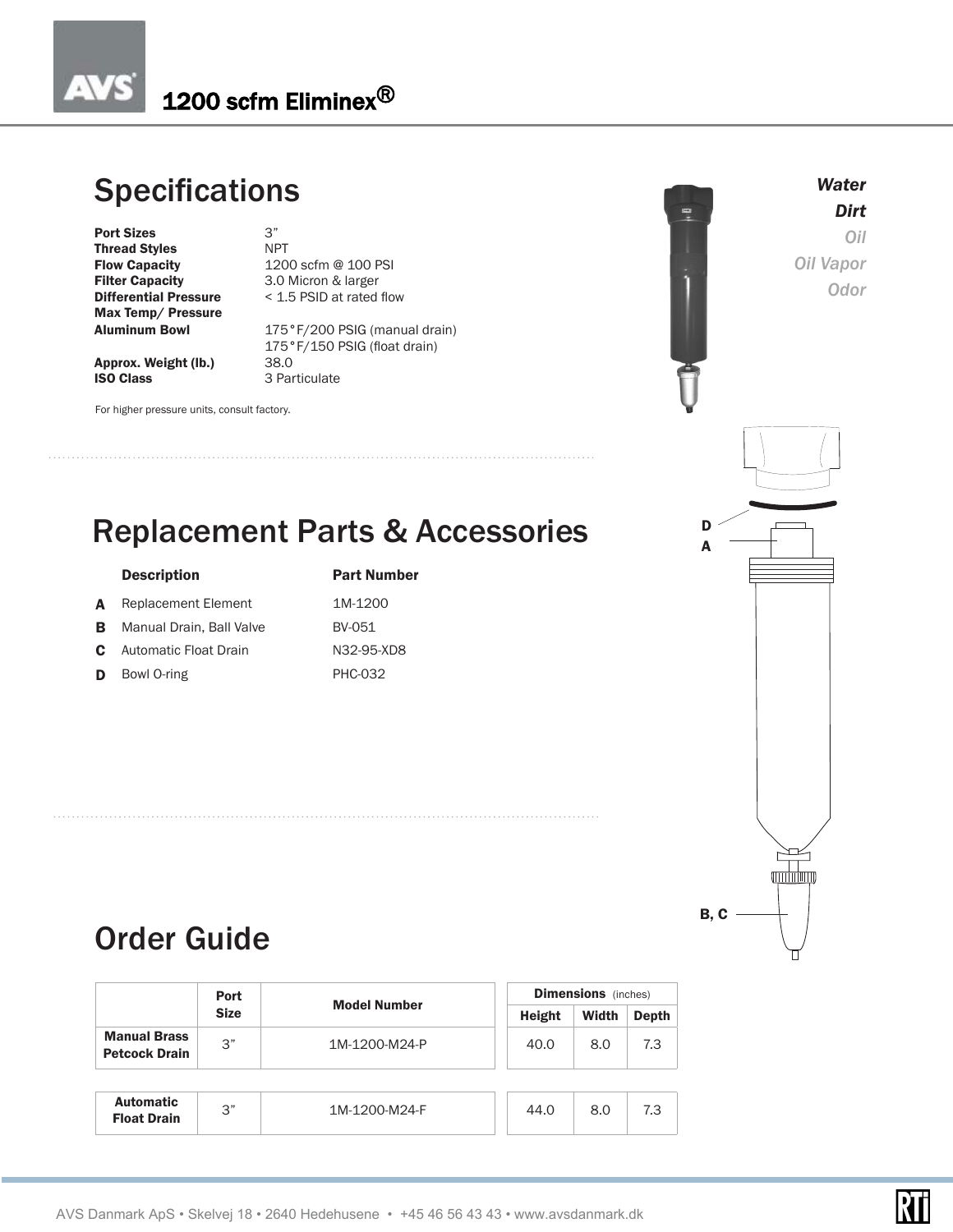# 1200 scfm Eliminex®

## Specifications

| | |
|---|---|
| **Port Sizes** | 3" |
| **Thread Styles** | NPT |
| **Flow Capacity** | 1200 scfm @ 100 PSI |
| **Filter Capacity** | 3.0 Micron & larger |
| **Differential Pressure** | < 1.5 PSID at rated flow |
| **Max Temp/ Pressure** | |
| **Aluminum Bowl** | 175°F/200 PSIG (manual drain) |
| | 175°F/150 PSIG (float drain) |
| **Approx. Weight (lb.)** | 38.0 |
| **ISO Class** | 3 Particulate |

For higher pressure units, consult factory.

***Water***
***Dirt***
*Oil*
*Oil Vapor*
*Odor*

## Replacement Parts & Accessories

| | Description | Part Number |
|---|---|---|
| **A** | Replacement Element | 1M-1200 |
| **B** | Manual Drain, Ball Valve | BV-051 |
| **C** | Automatic Float Drain | N32-95-XD8 |
| **D** | Bowl O-ring | PHC-032 |

D
A
B, C

## Order Guide

| | Port Size | Model Number | Dimensions (inches) Height | Width | Depth |
|---|---|---|---|---|---|
| **Manual Brass Petcock Drain** | 3" | 1M-1200-M24-P | 40.0 | 8.0 | 7.3 |
| **Automatic Float Drain** | 3" | 1M-1200-M24-F | 44.0 | 8.0 | 7.3 |

AVS Danmark ApS • Skelvej 18 • 2640 Hedehusene • +45 46 56 43 43 • www.avsdanmark.dk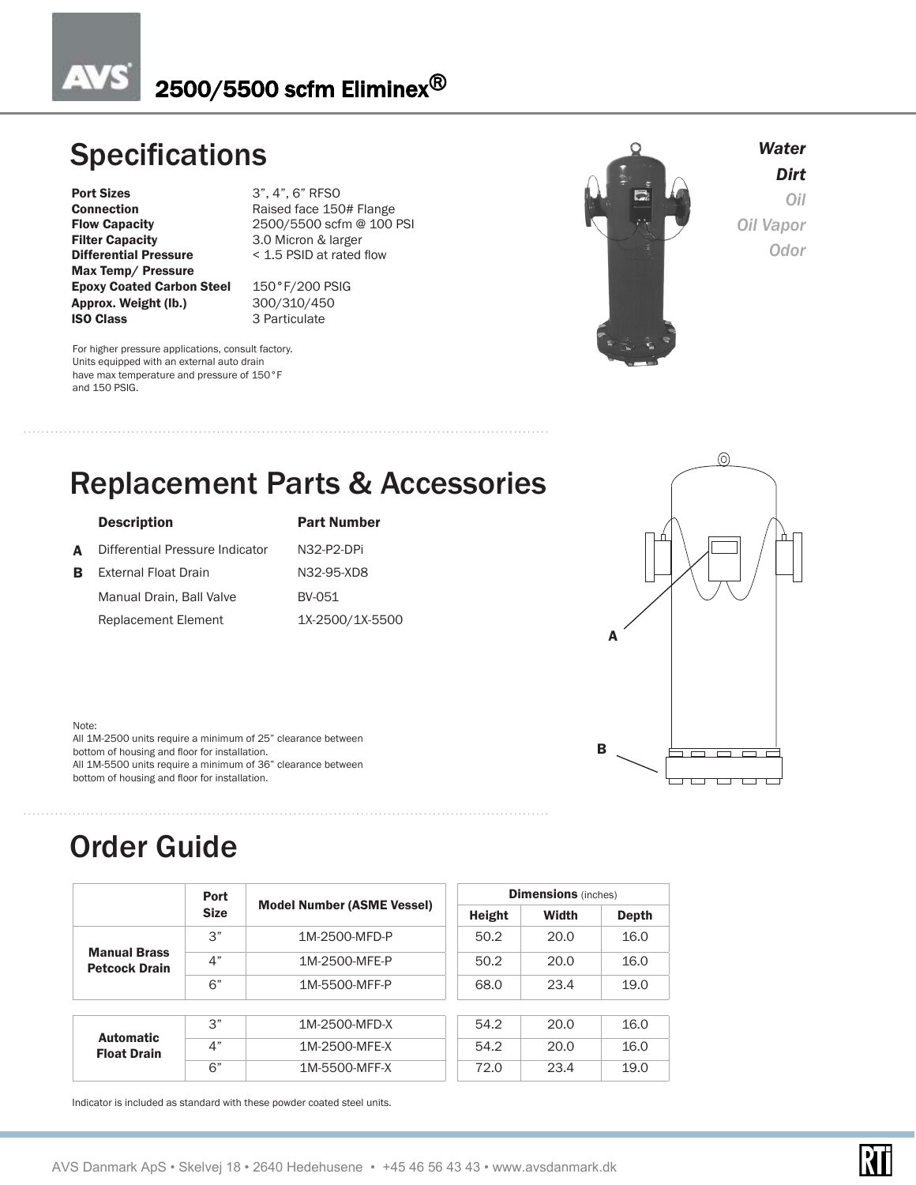# 2500/5500 scfm Eliminex®

## Specifications

| | |
|---|---|
| **Port Sizes** | 3”, 4”, 6” RFSO |
| **Connection** | Raised face 150# Flange |
| **Flow Capacity** | 2500/5500 scfm @ 100 PSI |
| **Filter Capacity** | 3.0 Micron & larger |
| **Differential Pressure** | < 1.5 PSID at rated flow |
| **Max Temp/ Pressure** | |
| **Epoxy Coated Carbon Steel** | 150°F/200 PSIG |
| **Approx. Weight (lb.)** | 300/310/450 |
| **ISO Class** | 3 Particulate |

For higher pressure applications, consult factory. Units equipped with an external auto drain have max temperature and pressure of 150°F and 150 PSIG.

***Water***
***Dirt***
*Oil*
*Oil Vapor*
*Odor*

## Replacement Parts & Accessories

| | Description | Part Number |
|---|---|---|
| **A** | Differential Pressure Indicator | N32-P2-DPi |
| **B** | External Float Drain | N32-95-XD8 |
| | Manual Drain, Ball Valve | BV-051 |
| | Replacement Element | 1X-2500/1X-5500 |

Note:
All 1M-2500 units require a minimum of 25” clearance between bottom of housing and floor for installation.
All 1M-5500 units require a minimum of 36” clearance between bottom of housing and floor for installation.

A

B

## Order Guide

| | Port Size | Model Number (ASME Vessel) | Dimensions (inches) | | |
|---|---|---|---|---|---|
| | | | Height | Width | Depth |
| **Manual Brass Petcock Drain** | 3” | 1M-2500-MFD-P | 50.2 | 20.0 | 16.0 |
| | 4” | 1M-2500-MFE-P | 50.2 | 20.0 | 16.0 |
| | 6” | 1M-5500-MFF-P | 68.0 | 23.4 | 19.0 |
| **Automatic Float Drain** | 3” | 1M-2500-MFD-X | 54.2 | 20.0 | 16.0 |
| | 4” | 1M-2500-MFE-X | 54.2 | 20.0 | 16.0 |
| | 6” | 1M-5500-MFF-X | 72.0 | 23.4 | 19.0 |

Indicator is included as standard with these powder coated steel units.

AVS Danmark ApS • Skelvej 18 • 2640 Hedehusene • +45 46 56 43 43 • www.avsdanmark.dk